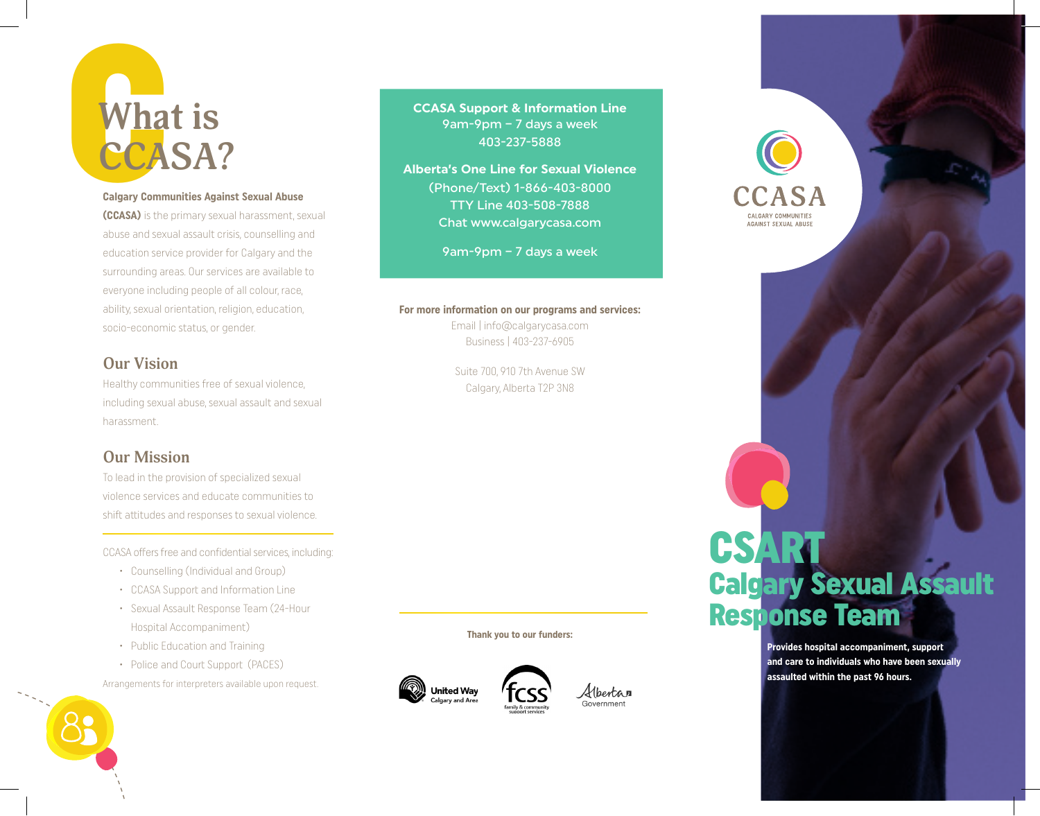# What is CCASA?

**Calgary Communities Against Sexual Abuse (CCASA)** is the primary sexual harassment, sexual abuse and sexual assault crisis, counselling and education service provider for Calgary and the surrounding areas. Our services are available to everyone including people of all colour, race, ability, sexual orientation, religion, education, socio-economic status, or gender.

## Our Vision

Healthy communities free of sexual violence, including sexual abuse, sexual assault and sexual harassment.

## Our Mission

To lead in the provision of specialized sexual violence services and educate communities to shift attitudes and responses to sexual violence.

CCASA offers free and confidential services, including:

- Counselling (Individual and Group)
- CCASA Support and Information Line
- Sexual Assault Response Team (24-Hour Hospital Accompaniment)
- Public Education and Training
- Police and Court Support (PACES)

Arrangements for interpreters available upon request.

**CCASA Support & Information Line**
9am-9pm – 7 days a week
403-237-5888

**Alberta's One Line for Sexual Violence**
(Phone/Text) 1-866-403-8000
TTY Line 403-508-7888
Chat www.calgarycasa.com

9am-9pm – 7 days a week

**For more information on our programs and services:**
Email | info@calgarycasa.com
Business | 403-237-6905

Suite 700, 910 7th Avenue SW
Calgary, Alberta T2P 3N8

**Thank you to our funders:**

United Way Calgary and Area
fcss family & community support services
Alberta Government

CCASA
CALGARY COMMUNITIES AGAINST SEXUAL ABUSE

# CSART
## Calgary Sexual Assault Response Team

**Provides hospital accompaniment, support and care to individuals who have been sexually assaulted within the past 96 hours.**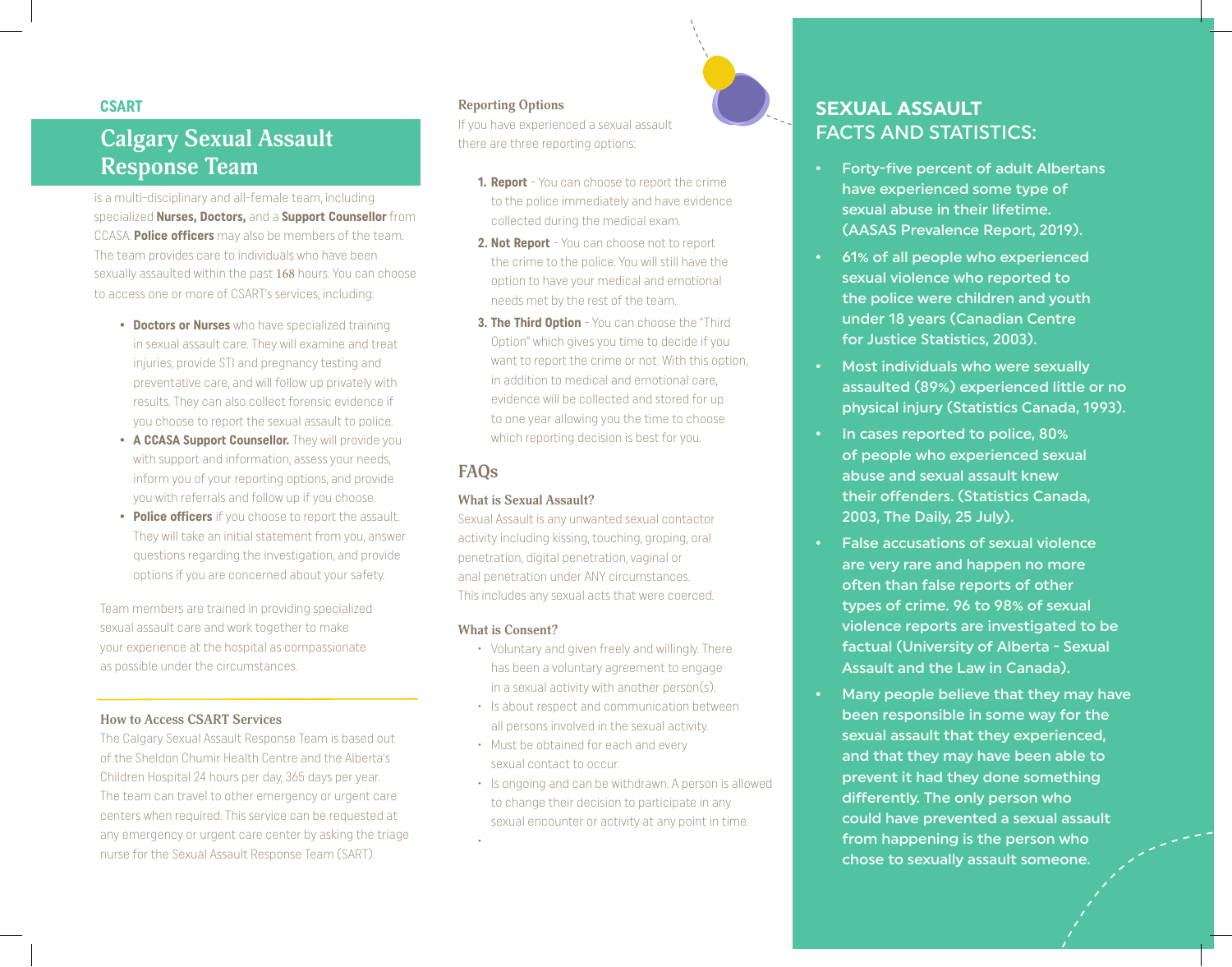**CSART**

## Calgary Sexual Assault Response Team

is a multi-disciplinary and all-female team, including specialized **Nurses, Doctors,** and a **Support Counsellor** from CCASA. **Police officers** may also be members of the team. The team provides care to individuals who have been sexually assaulted within the past 168 hours. You can choose to access one or more of CSART's services, including:

- **Doctors or Nurses** who have specialized training in sexual assault care. They will examine and treat injuries, provide STI and pregnancy testing and preventative care, and will follow up privately with results. They can also collect forensic evidence if you choose to report the sexual assault to police.
- **A CCASA Support Counsellor.** They will provide you with support and information, assess your needs, inform you of your reporting options, and provide you with referrals and follow up if you choose.
- **Police officers** if you choose to report the assault. They will take an initial statement from you, answer questions regarding the investigation, and provide options if you are concerned about your safety.

Team members are trained in providing specialized sexual assault care and work together to make your experience at the hospital as compassionate as possible under the circumstances.

### How to Access CSART Services

The Calgary Sexual Assault Response Team is based out of the Sheldon Chumir Health Centre and the Alberta's Children Hospital 24 hours per day, 365 days per year. The team can travel to other emergency or urgent care centers when required. This service can be requested at any emergency or urgent care center by asking the triage nurse for the Sexual Assault Response Team (SART).

### Reporting Options

If you have experienced a sexual assault there are three reporting options:

1. **Report** - You can choose to report the crime to the police immediately and have evidence collected during the medical exam.
2. **Not Report** - You can choose not to report the crime to the police. You will still have the option to have your medical and emotional needs met by the rest of the team.
3. **The Third Option** - You can choose the "Third Option" which gives you time to decide if you want to report the crime or not. With this option, in addition to medical and emotional care, evidence will be collected and stored for up to one year allowing you the time to choose which reporting decision is best for you.

## FAQs

### What is Sexual Assault?

Sexual Assault is any unwanted sexual contactor activity including kissing, touching, groping, oral penetration, digital penetration, vaginal or anal penetration under ANY circumstances. This includes any sexual acts that were coerced.

### What is Consent?

- Voluntary and given freely and willingly. There has been a voluntary agreement to engage in a sexual activity with another person(s).
- Is about respect and communication between all persons involved in the sexual activity.
- Must be obtained for each and every sexual contact to occur.
- Is ongoing and can be withdrawn. A person is allowed to change their decision to participate in any sexual encounter or activity at any point in time.

## SEXUAL ASSAULT FACTS AND STATISTICS:

- Forty-five percent of adult Albertans have experienced some type of sexual abuse in their lifetime. (AASAS Prevalence Report, 2019).
- 61% of all people who experienced sexual violence who reported to the police were children and youth under 18 years (Canadian Centre for Justice Statistics, 2003).
- Most individuals who were sexually assaulted (89%) experienced little or no physical injury (Statistics Canada, 1993).
- In cases reported to police, 80% of people who experienced sexual abuse and sexual assault knew their offenders. (Statistics Canada, 2003, The Daily, 25 July).
- False accusations of sexual violence are very rare and happen no more often than false reports of other types of crime. 96 to 98% of sexual violence reports are investigated to be factual (University of Alberta - Sexual Assault and the Law in Canada).
- Many people believe that they may have been responsible in some way for the sexual assault that they experienced, and that they may have been able to prevent it had they done something differently. The only person who could have prevented a sexual assault from happening is the person who chose to sexually assault someone.